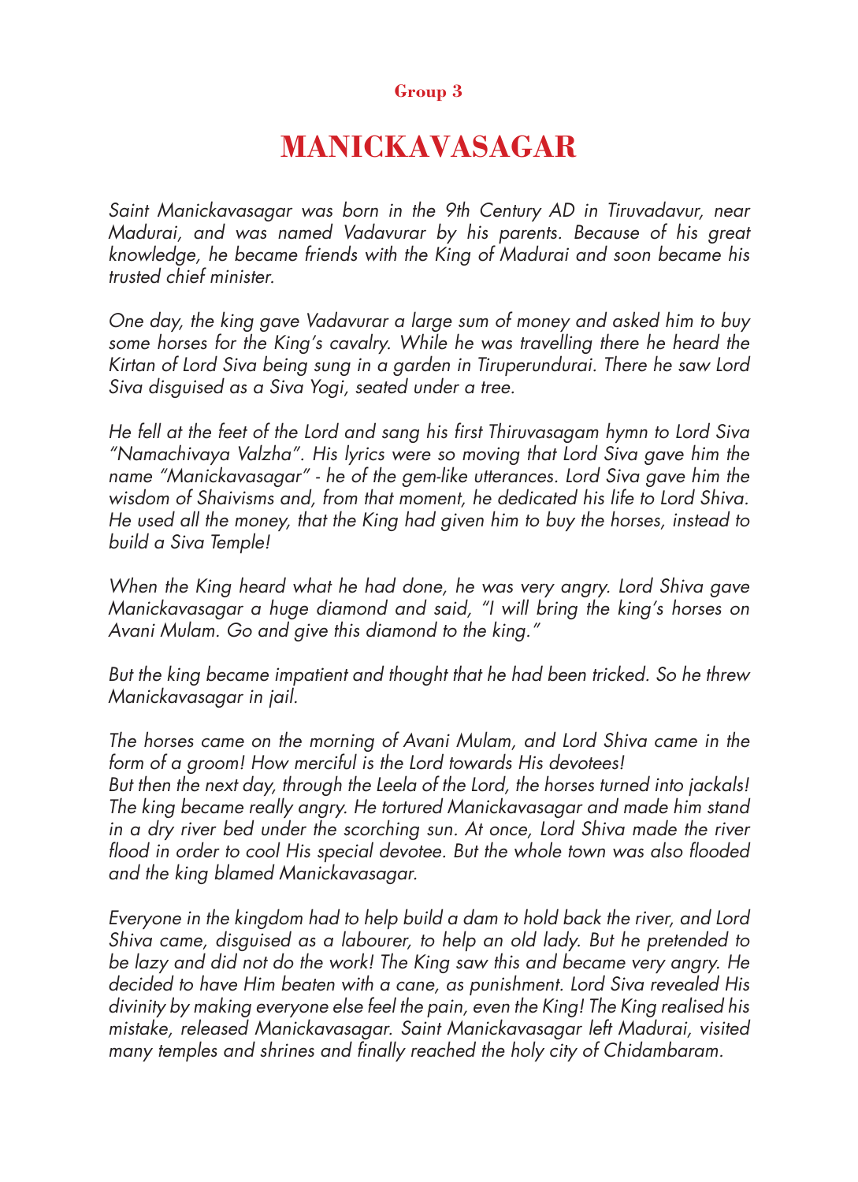**Group 3**

# MANICKAVASAGAR

*Saint Manickavasagar was born in the 9th Century AD in Tiruvadavur, near Madurai, and was named Vadavurar by his parents. Because of his great knowledge, he became friends with the King of Madurai and soon became his trusted chief minister.*

*One day, the king gave Vadavurar a large sum of money and asked him to buy some horses for the King's cavalry. While he was travelling there he heard the Kirtan of Lord Siva being sung in a garden in Tiruperundurai. There he saw Lord Siva disguised as a Siva Yogi, seated under a tree.*

*He fell at the feet of the Lord and sang his first Thiruvasagam hymn to Lord Siva "Namachivaya Valzha". His lyrics were so moving that Lord Siva gave him the name "Manickavasagar" - he of the gem-like utterances. Lord Siva gave him the wisdom of Shaivisms and, from that moment, he dedicated his life to Lord Shiva. He used all the money, that the King had given him to buy the horses, instead to build a Siva Temple!*

*When the King heard what he had done, he was very angry. Lord Shiva gave Manickavasagar a huge diamond and said, "I will bring the king's horses on Avani Mulam. Go and give this diamond to the king."*

*But the king became impatient and thought that he had been tricked. So he threw Manickavasagar in jail.*

*The horses came on the morning of Avani Mulam, and Lord Shiva came in the form of a groom! How merciful is the Lord towards His devotees!*
*But then the next day, through the Leela of the Lord, the horses turned into jackals! The king became really angry. He tortured Manickavasagar and made him stand in a dry river bed under the scorching sun. At once, Lord Shiva made the river flood in order to cool His special devotee. But the whole town was also flooded and the king blamed Manickavasagar.*

*Everyone in the kingdom had to help build a dam to hold back the river, and Lord Shiva came, disguised as a labourer, to help an old lady. But he pretended to be lazy and did not do the work! The King saw this and became very angry. He decided to have Him beaten with a cane, as punishment. Lord Siva revealed His divinity by making everyone else feel the pain, even the King! The King realised his mistake, released Manickavasagar. Saint Manickavasagar left Madurai, visited many temples and shrines and finally reached the holy city of Chidambaram.*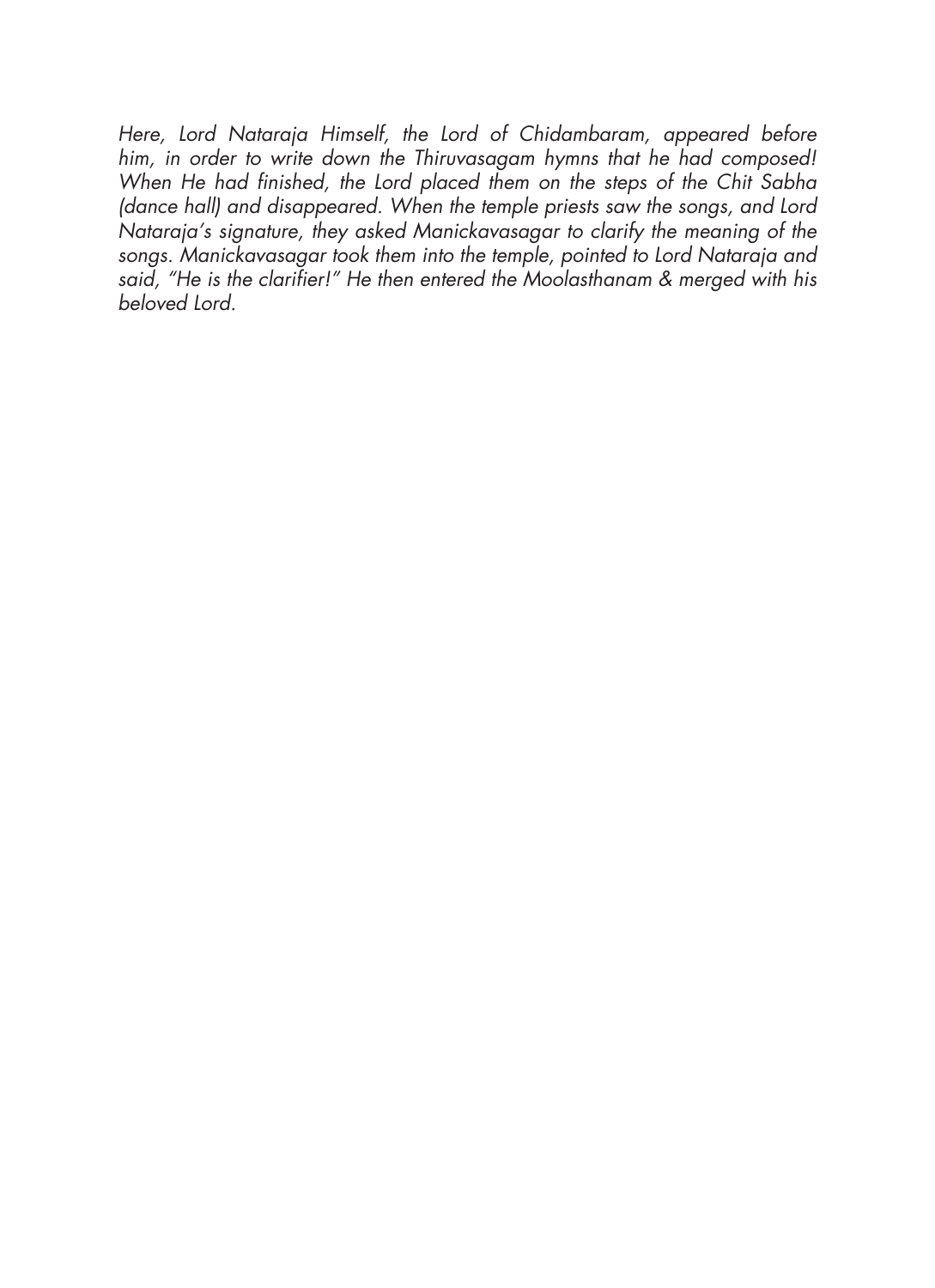*Here, Lord Nataraja Himself, the Lord of Chidambaram, appeared before him, in order to write down the Thiruvasagam hymns that he had composed! When He had finished, the Lord placed them on the steps of the Chit Sabha (dance hall) and disappeared. When the temple priests saw the songs, and Lord Nataraja's signature, they asked Manickavasagar to clarify the meaning of the songs. Manickavasagar took them into the temple, pointed to Lord Nataraja and said, "He is the clarifier!" He then entered the Moolasthanam & merged with his beloved Lord.*